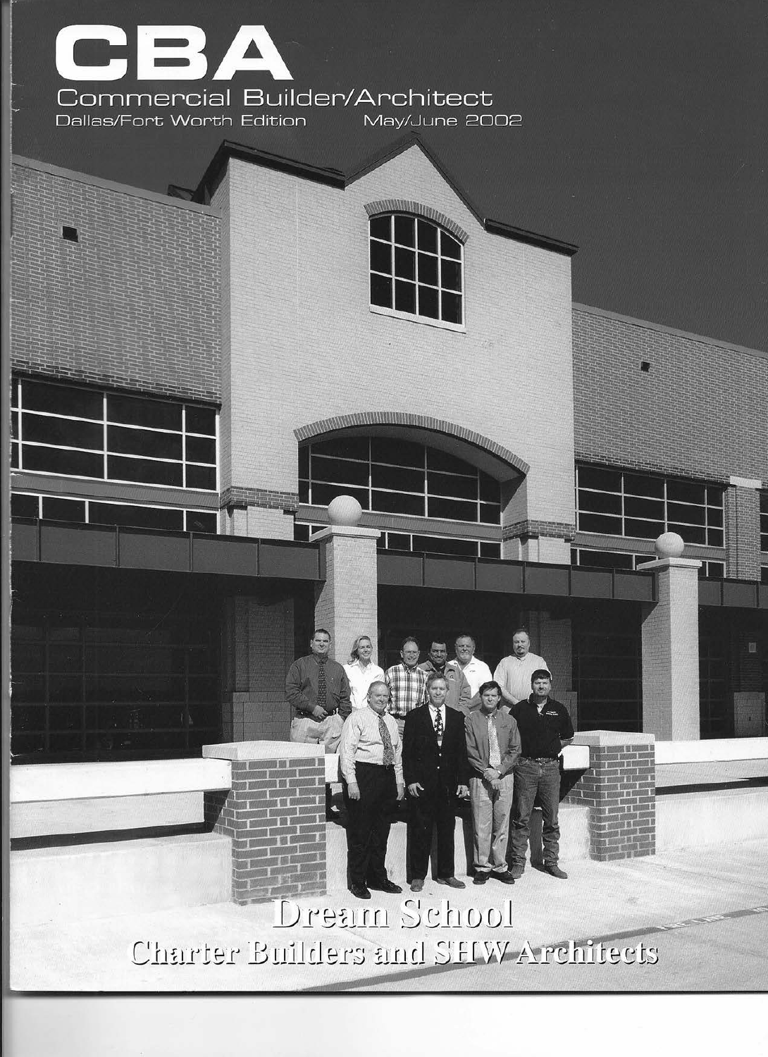# CBA

Commercial Builder/Architect

Dallas/Fort Worth Edition May/June 2002

## Dream School

### Charter Builders and SHW Architects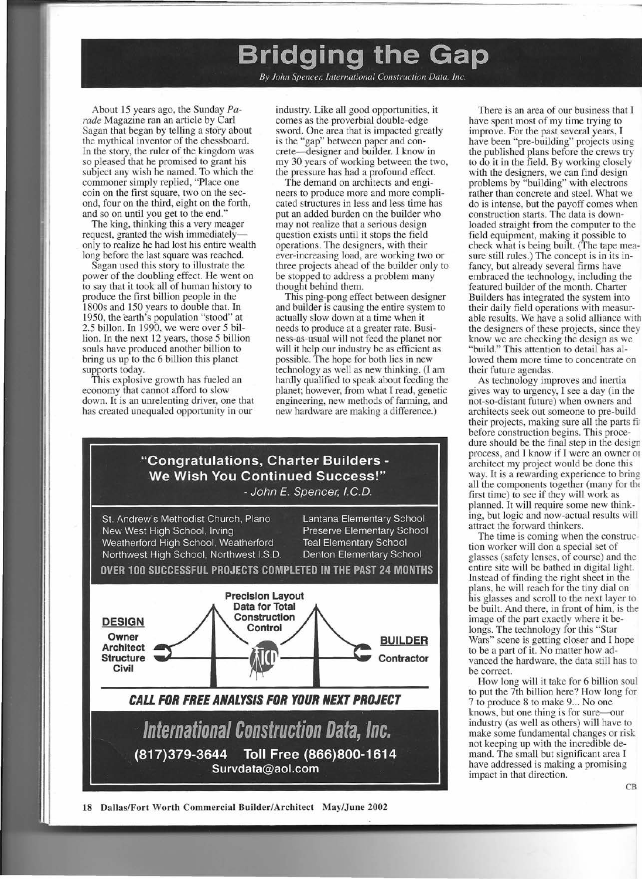# Bridging the Gap

*By John Spencer, International Construction Data, Inc.*

About 15 years ago, the Sunday *Parade* Magazine ran an article by Carl Sagan that began by telling a story about the mythical inventor of the chessboard. In the story, the ruler of the kingdom was so pleased that he promised to grant his subject any wish he named. To which the commoner simply replied, "Place one coin on the first square, two on the second, four on the third, eight on the forth, and so on until you get to the end."

The king, thinking this a very meager request, granted the wish immediately—only to realize he had lost his entire wealth long before the last square was reached.

Sagan used this story to illustrate the power of the doubling effect. He went on to say that it took all of human history to produce the first billion people in the 1800s and 150 years to double that. In 1950, the earth's population "stood" at 2.5 billon. In 1990, we were over 5 billion. In the next 12 years, those 5 billion souls have produced another billion to bring us up to the 6 billion this planet supports today.

This explosive growth has fueled an economy that cannot afford to slow down. It is an unrelenting driver, one that has created unequaled opportunity in our industry. Like all good opportunities, it comes as the proverbial double-edge sword. One area that is impacted greatly is the "gap" between paper and concrete—designer and builder. I know in my 30 years of working between the two, the pressure has had a profound effect.

The demand on architects and engineers to produce more and more complicated structures in less and less time has put an added burden on the builder who may not realize that a serious design question exists until it stops the field operations. The designers, with their ever-increasing load, are working two or three projects ahead of the builder only to be stopped to address a problem many thought behind them.

This ping-pong effect between designer and builder is causing the entire system to actually slow down at a time when it needs to produce at a greater rate. Business-as-usual will not feed the planet nor will it help our industry be as efficient as possible. The hope for both lies in new technology as well as new thinking. (I am hardly qualified to speak about feeding the planet; however, from what I read, genetic engineering, new methods of farming, and new hardware are making a difference.)

There is an area of our business that I have spent most of my time trying to improve. For the past several years, I have been "pre-building" projects using the published plans before the crews try to do it in the field. By working closely with the designers, we can find design problems by "building" with electrons rather than concrete and steel. What we do is intense, but the payoff comes when construction starts. The data is downloaded straight from the computer to the field equipment, making it possible to check what is being built. (The tape measure still rules.) The concept is in its infancy, but already several firms have embraced the technology, including the featured builder of the month. Charter Builders has integrated the system into their daily field operations with measurable results. We have a solid alliance with the designers of these projects, since they know we are checking the design as we "build." This attention to detail has allowed them more time to concentrate on their future agendas.

As technology improves and inertia gives way to urgency, I see a day (in the not-so-distant future) when owners and architects seek out someone to pre-build their projects, making sure all the parts fit before construction begins. This procedure should be the final step in the design process, and I know if I were an owner or architect my project would be done this way. It is a rewarding experience to bring all the components together (many for the first time) to see if they will work as planned. It will require some new thinking, but logic and now-actual results will attract the forward thinkers.

The time is coming when the construction worker will don a special set of glasses (safety lenses, of course) and the entire site will be bathed in digital light. Instead of finding the right sheet in the plans, he will reach for the tiny dial on his glasses and scroll to the next layer to be built. And there, in front of him, is the image of the part exactly where it belongs. The technology for this "Star Wars" scene is getting closer and I hope to be a part of it. No matter how advanced the hardware, the data still has to be correct.

How long will it take for 6 billion souls to put the 7th billion here? How long for 7 to produce 8 to make 9... No one knows, but one thing is for sure—our industry (as well as others) will have to make some fundamental changes or risk not keeping up with the incredible demand. The small but significant area I have addressed is making a promising impact in that direction.

CB

---

**"Congratulations, Charter Builders - We Wish You Continued Success!"**

*- John E. Spencer, I.C.D.*

St. Andrew's Methodist Church, Plano
New West High School, Irving
Weatherford High School, Weatherford
Northwest High School, Northwest I.S.D.
Lantana Elementary School
Preserve Elementary School
Teal Elementary School
Denton Elementary School

**OVER 100 SUCCESSFUL PROJECTS COMPLETED IN THE PAST 24 MONTHS**

**DESIGN**
Owner
Architect
Structure
Civil

**Precision Layout Data for Total Construction Control**

ICD

**BUILDER**
Contractor

***CALL FOR FREE ANALYSIS FOR YOUR NEXT PROJECT***

***International Construction Data, Inc.***

**(817)379-3644 Toll Free (866)800-1614**

**Survdata@aol.com**